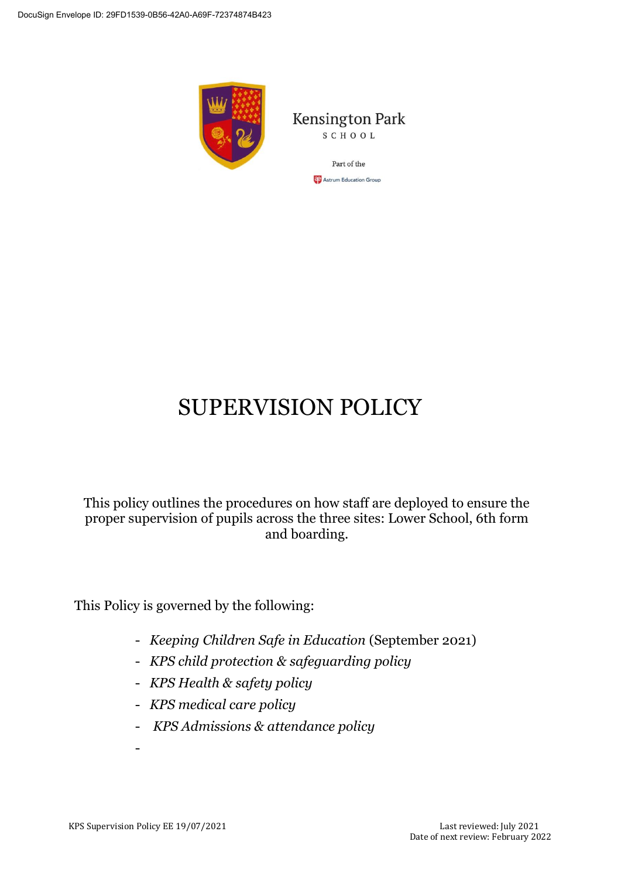Kensington Park

SCHOOL

Part of the

Astrum Education Group

# SUPERVISION POLICY

This policy outlines the procedures on how staff are deployed to ensure the proper supervision of pupils across the three sites: Lower School, 6th form and boarding.

This Policy is governed by the following:

- *Keeping Children Safe in Education* (September 2021)
- *KPS child protection & safeguarding policy*
- *KPS Health & safety policy*
- *KPS medical care policy*
- *KPS Admissions & attendance policy*

KPS Supervision Policy EE 19/07/2021

Last reviewed: July 2021
Date of next review: February 2022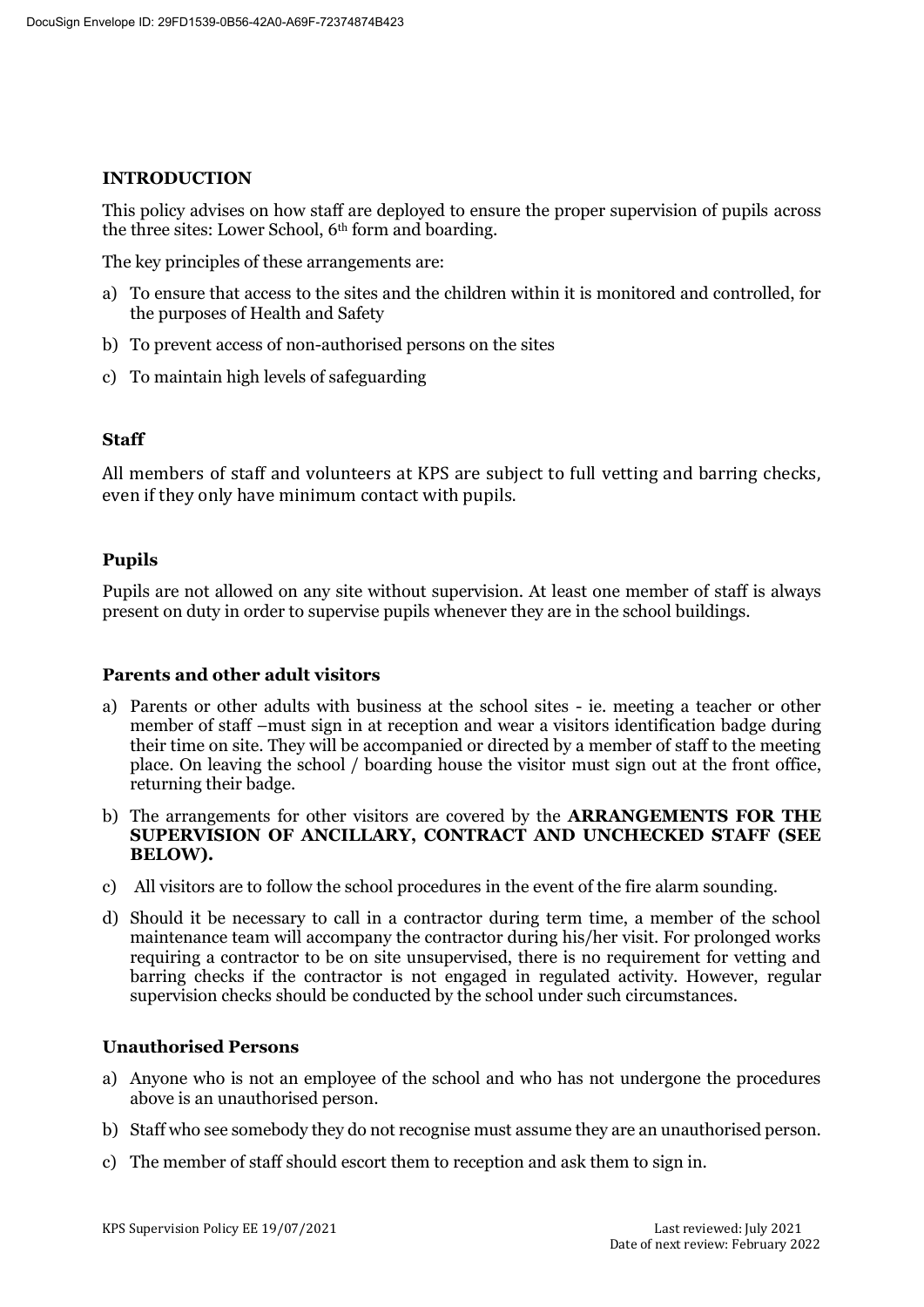## INTRODUCTION

This policy advises on how staff are deployed to ensure the proper supervision of pupils across the three sites: Lower School, 6th form and boarding.

The key principles of these arrangements are:

a) To ensure that access to the sites and the children within it is monitored and controlled, for the purposes of Health and Safety

b) To prevent access of non-authorised persons on the sites

c) To maintain high levels of safeguarding

### Staff

All members of staff and volunteers at KPS are subject to full vetting and barring checks, even if they only have minimum contact with pupils.

### Pupils

Pupils are not allowed on any site without supervision. At least one member of staff is always present on duty in order to supervise pupils whenever they are in the school buildings.

### Parents and other adult visitors

a) Parents or other adults with business at the school sites - ie. meeting a teacher or other member of staff –must sign in at reception and wear a visitors identification badge during their time on site. They will be accompanied or directed by a member of staff to the meeting place. On leaving the school / boarding house the visitor must sign out at the front office, returning their badge.

b) The arrangements for other visitors are covered by the **ARRANGEMENTS FOR THE SUPERVISION OF ANCILLARY, CONTRACT AND UNCHECKED STAFF (SEE BELOW).**

c) All visitors are to follow the school procedures in the event of the fire alarm sounding.

d) Should it be necessary to call in a contractor during term time, a member of the school maintenance team will accompany the contractor during his/her visit. For prolonged works requiring a contractor to be on site unsupervised, there is no requirement for vetting and barring checks if the contractor is not engaged in regulated activity. However, regular supervision checks should be conducted by the school under such circumstances.

### Unauthorised Persons

a) Anyone who is not an employee of the school and who has not undergone the procedures above is an unauthorised person.

b) Staff who see somebody they do not recognise must assume they are an unauthorised person.

c) The member of staff should escort them to reception and ask them to sign in.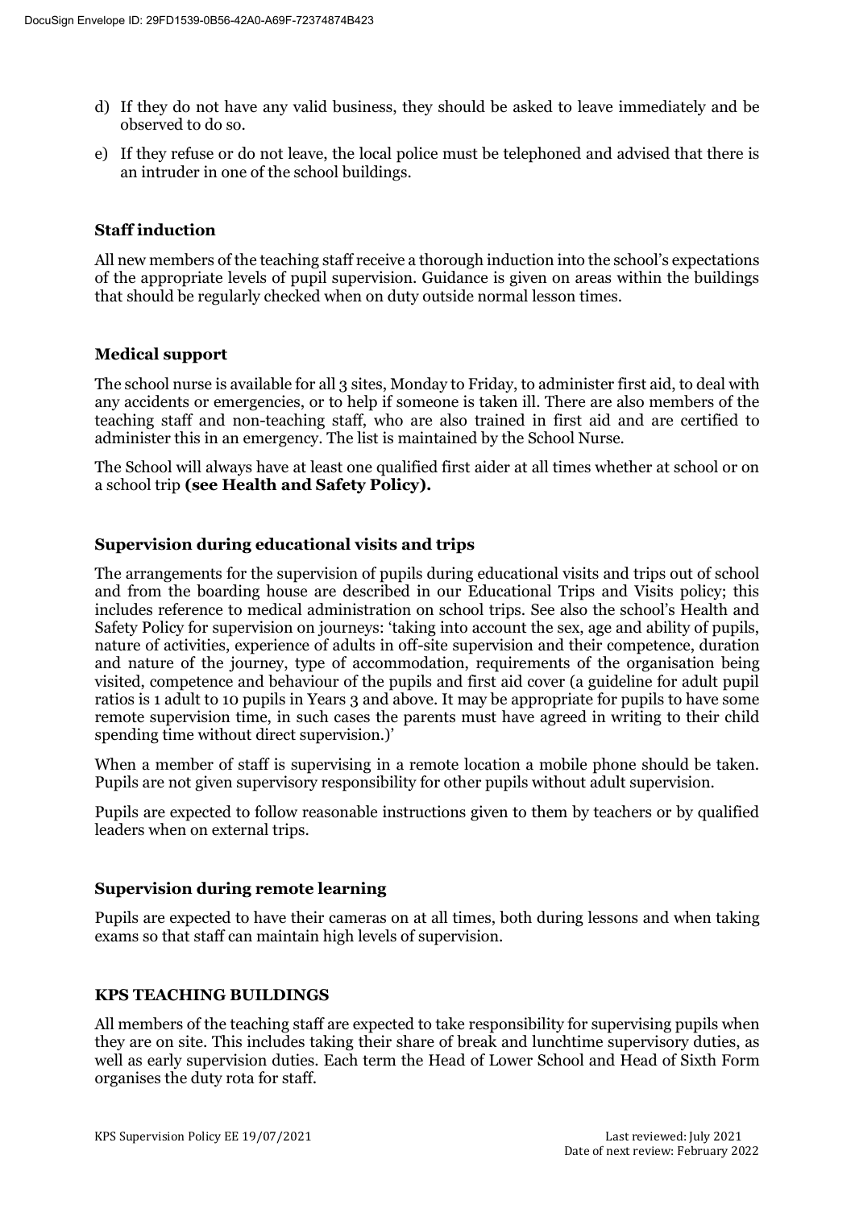d) If they do not have any valid business, they should be asked to leave immediately and be observed to do so.

e) If they refuse or do not leave, the local police must be telephoned and advised that there is an intruder in one of the school buildings.

### Staff induction

All new members of the teaching staff receive a thorough induction into the school's expectations of the appropriate levels of pupil supervision. Guidance is given on areas within the buildings that should be regularly checked when on duty outside normal lesson times.

### Medical support

The school nurse is available for all 3 sites, Monday to Friday, to administer first aid, to deal with any accidents or emergencies, or to help if someone is taken ill. There are also members of the teaching staff and non-teaching staff, who are also trained in first aid and are certified to administer this in an emergency. The list is maintained by the School Nurse.

The School will always have at least one qualified first aider at all times whether at school or on a school trip **(see Health and Safety Policy).**

### Supervision during educational visits and trips

The arrangements for the supervision of pupils during educational visits and trips out of school and from the boarding house are described in our Educational Trips and Visits policy; this includes reference to medical administration on school trips. See also the school's Health and Safety Policy for supervision on journeys: 'taking into account the sex, age and ability of pupils, nature of activities, experience of adults in off-site supervision and their competence, duration and nature of the journey, type of accommodation, requirements of the organisation being visited, competence and behaviour of the pupils and first aid cover (a guideline for adult pupil ratios is 1 adult to 10 pupils in Years 3 and above. It may be appropriate for pupils to have some remote supervision time, in such cases the parents must have agreed in writing to their child spending time without direct supervision.)'

When a member of staff is supervising in a remote location a mobile phone should be taken. Pupils are not given supervisory responsibility for other pupils without adult supervision.

Pupils are expected to follow reasonable instructions given to them by teachers or by qualified leaders when on external trips.

### Supervision during remote learning

Pupils are expected to have their cameras on at all times, both during lessons and when taking exams so that staff can maintain high levels of supervision.

### KPS TEACHING BUILDINGS

All members of the teaching staff are expected to take responsibility for supervising pupils when they are on site. This includes taking their share of break and lunchtime supervisory duties, as well as early supervision duties. Each term the Head of Lower School and Head of Sixth Form organises the duty rota for staff.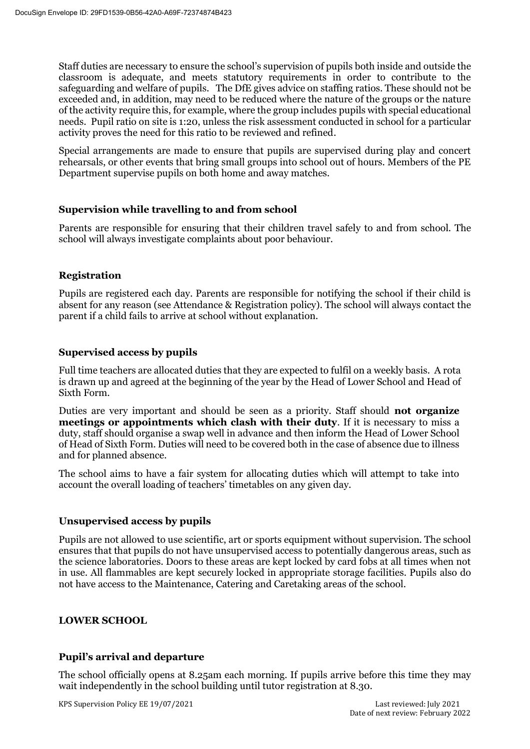Staff duties are necessary to ensure the school's supervision of pupils both inside and outside the classroom is adequate, and meets statutory requirements in order to contribute to the safeguarding and welfare of pupils. The DfE gives advice on staffing ratios. These should not be exceeded and, in addition, may need to be reduced where the nature of the groups or the nature of the activity require this, for example, where the group includes pupils with special educational needs. Pupil ratio on site is 1:20, unless the risk assessment conducted in school for a particular activity proves the need for this ratio to be reviewed and refined.

Special arrangements are made to ensure that pupils are supervised during play and concert rehearsals, or other events that bring small groups into school out of hours. Members of the PE Department supervise pupils on both home and away matches.

### Supervision while travelling to and from school

Parents are responsible for ensuring that their children travel safely to and from school. The school will always investigate complaints about poor behaviour.

### Registration

Pupils are registered each day. Parents are responsible for notifying the school if their child is absent for any reason (see Attendance & Registration policy). The school will always contact the parent if a child fails to arrive at school without explanation.

### Supervised access by pupils

Full time teachers are allocated duties that they are expected to fulfil on a weekly basis. A rota is drawn up and agreed at the beginning of the year by the Head of Lower School and Head of Sixth Form.

Duties are very important and should be seen as a priority. Staff should **not organize meetings or appointments which clash with their duty**. If it is necessary to miss a duty, staff should organise a swap well in advance and then inform the Head of Lower School of Head of Sixth Form. Duties will need to be covered both in the case of absence due to illness and for planned absence.

The school aims to have a fair system for allocating duties which will attempt to take into account the overall loading of teachers' timetables on any given day.

### Unsupervised access by pupils

Pupils are not allowed to use scientific, art or sports equipment without supervision. The school ensures that that pupils do not have unsupervised access to potentially dangerous areas, such as the science laboratories. Doors to these areas are kept locked by card fobs at all times when not in use. All flammables are kept securely locked in appropriate storage facilities. Pupils also do not have access to the Maintenance, Catering and Caretaking areas of the school.

## LOWER SCHOOL

### Pupil's arrival and departure

The school officially opens at 8.25am each morning. If pupils arrive before this time they may wait independently in the school building until tutor registration at 8.30.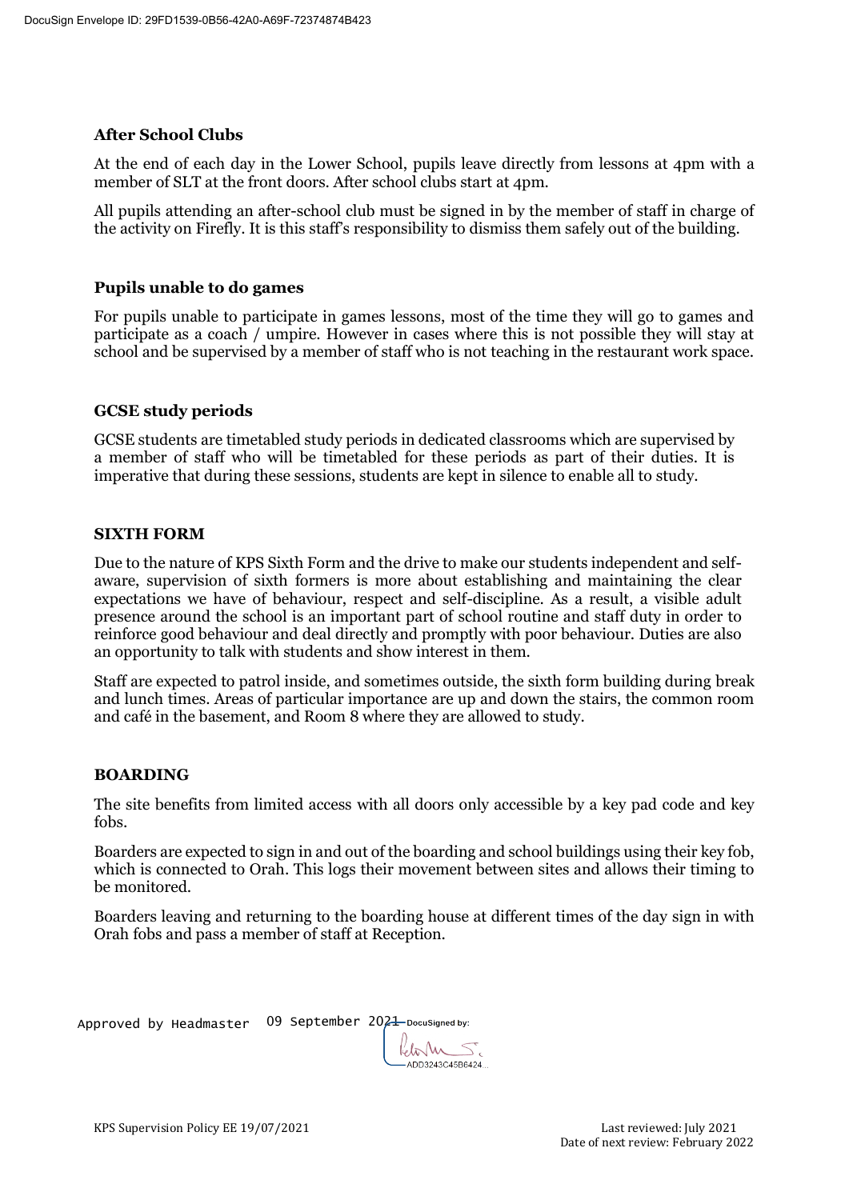### After School Clubs

At the end of each day in the Lower School, pupils leave directly from lessons at 4pm with a member of SLT at the front doors. After school clubs start at 4pm.

All pupils attending an after-school club must be signed in by the member of staff in charge of the activity on Firefly. It is this staff's responsibility to dismiss them safely out of the building.

### Pupils unable to do games

For pupils unable to participate in games lessons, most of the time they will go to games and participate as a coach / umpire. However in cases where this is not possible they will stay at school and be supervised by a member of staff who is not teaching in the restaurant work space.

### GCSE study periods

GCSE students are timetabled study periods in dedicated classrooms which are supervised by a member of staff who will be timetabled for these periods as part of their duties. It is imperative that during these sessions, students are kept in silence to enable all to study.

### SIXTH FORM

Due to the nature of KPS Sixth Form and the drive to make our students independent and self-aware, supervision of sixth formers is more about establishing and maintaining the clear expectations we have of behaviour, respect and self-discipline. As a result, a visible adult presence around the school is an important part of school routine and staff duty in order to reinforce good behaviour and deal directly and promptly with poor behaviour. Duties are also an opportunity to talk with students and show interest in them.

Staff are expected to patrol inside, and sometimes outside, the sixth form building during break and lunch times. Areas of particular importance are up and down the stairs, the common room and café in the basement, and Room 8 where they are allowed to study.

### BOARDING

The site benefits from limited access with all doors only accessible by a key pad code and key fobs.

Boarders are expected to sign in and out of the boarding and school buildings using their key fob, which is connected to Orah. This logs their movement between sites and allows their timing to be monitored.

Boarders leaving and returning to the boarding house at different times of the day sign in with Orah fobs and pass a member of staff at Reception.

Approved by Headmaster 09 September 2021

DocuSigned by:

ADD3243C45B6424...

KPS Supervision Policy EE 19/07/2021

Last reviewed: July 2021
Date of next review: February 2022